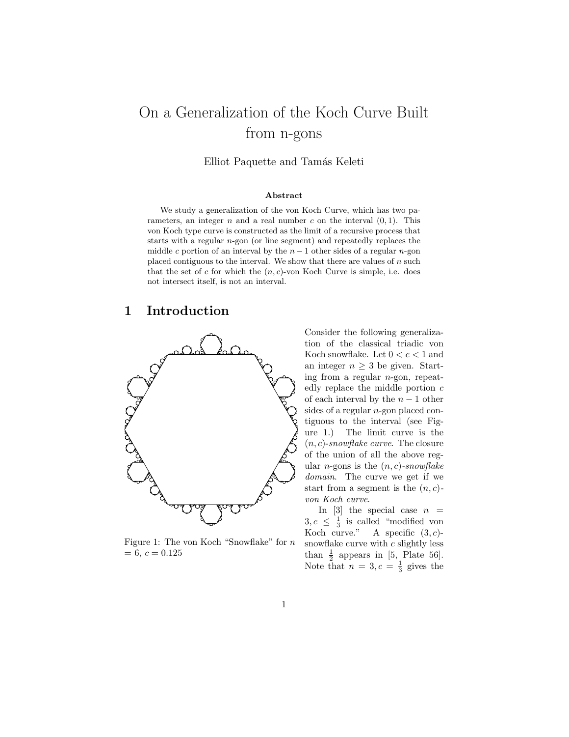# On a Generalization of the Koch Curve Built from n-gons

Elliot Paquette and Tamás Keleti

**Abstract**

We study a generalization of the von Koch Curve, which has two parameters, an integer $n$ and a real number $c$ on the interval $(0, 1)$. This von Koch type curve is constructed as the limit of a recursive process that starts with a regular $n$-gon (or line segment) and repeatedly replaces the middle $c$ portion of an interval by the $n-1$ other sides of a regular $n$-gon placed contiguous to the interval. We show that there are values of $n$ such that the set of $c$ for which the $(n, c)$-von Koch Curve is simple, i.e. does not intersect itself, is not an interval.

## 1 Introduction

Figure 1: The von Koch "Snowflake" for $n = 6$, $c = 0.125$

Consider the following generalization of the classical triadic von Koch snowflake. Let $0 < c < 1$ and an integer $n \geq 3$ be given. Starting from a regular $n$-gon, repeatedly replace the middle portion $c$ of each interval by the $n-1$ other sides of a regular $n$-gon placed contiguous to the interval (see Figure 1.) The limit curve is the $(n, c)$-*snowflake curve*. The closure of the union of all the above regular $n$-gons is the $(n, c)$-*snowflake domain*. The curve we get if we start from a segment is the $(n, c)$-*von Koch curve*.

In [3] the special case $n = 3, c \leq \frac{1}{3}$ is called "modified von Koch curve." A specific $(3, c)$-snowflake curve with $c$ slightly less than $\frac{1}{2}$ appears in [5, Plate 56]. Note that $n = 3, c = \frac{1}{3}$ gives the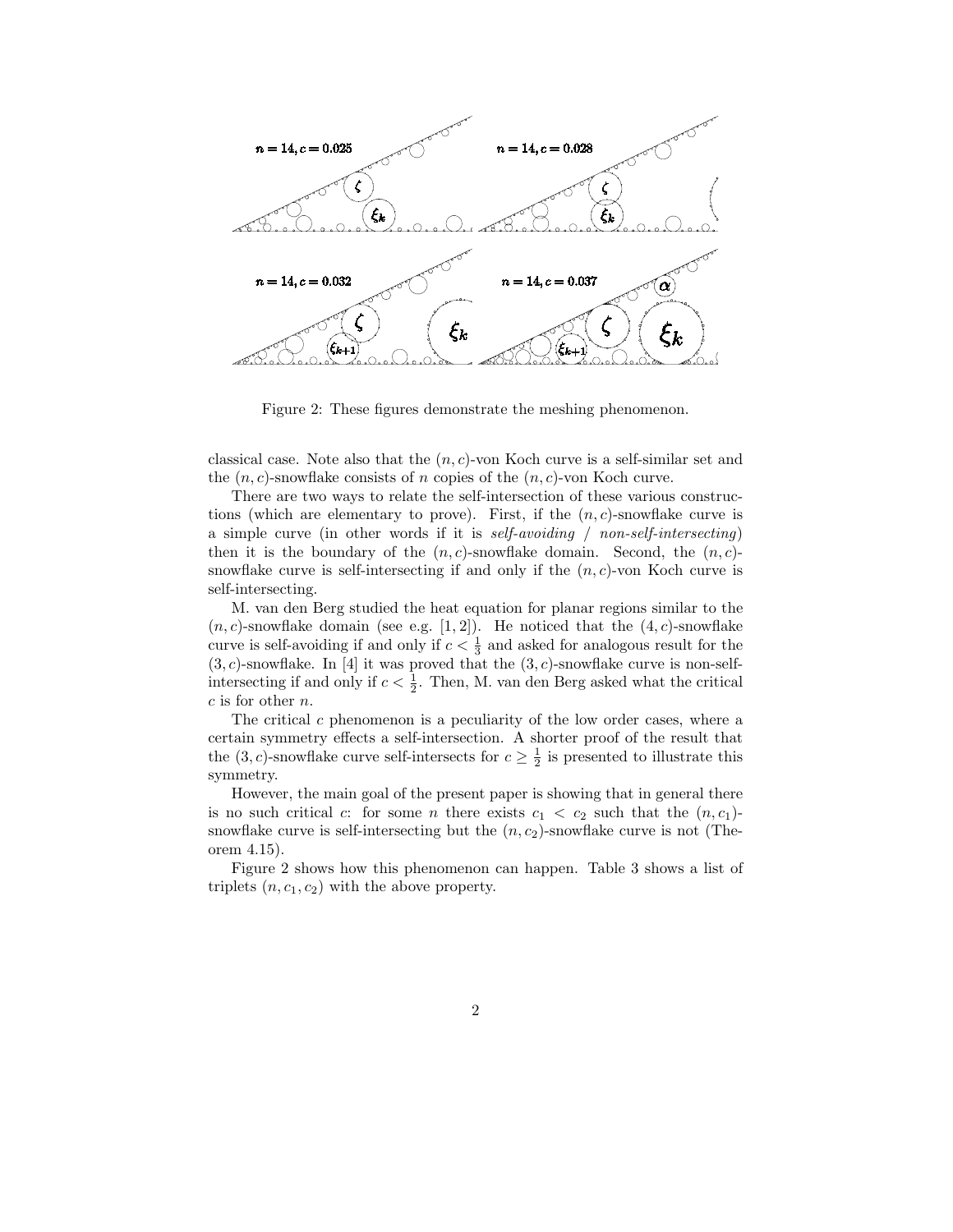Figure 2: These figures demonstrate the meshing phenomenon.

classical case. Note also that the $(n, c)$-von Koch curve is a self-similar set and the $(n, c)$-snowflake consists of $n$ copies of the $(n, c)$-von Koch curve.

There are two ways to relate the self-intersection of these various constructions (which are elementary to prove). First, if the $(n, c)$-snowflake curve is a simple curve (in other words if it is *self-avoiding* / *non-self-intersecting*) then it is the boundary of the $(n, c)$-snowflake domain. Second, the $(n, c)$-snowflake curve is self-intersecting if and only if the $(n, c)$-von Koch curve is self-intersecting.

M. van den Berg studied the heat equation for planar regions similar to the $(n, c)$-snowflake domain (see e.g. [1, 2]). He noticed that the $(4, c)$-snowflake curve is self-avoiding if and only if $c < \frac{1}{3}$ and asked for analogous result for the $(3, c)$-snowflake. In [4] it was proved that the $(3, c)$-snowflake curve is non-self-intersecting if and only if $c < \frac{1}{2}$. Then, M. van den Berg asked what the critical $c$ is for other $n$.

The critical $c$ phenomenon is a peculiarity of the low order cases, where a certain symmetry effects a self-intersection. A shorter proof of the result that the $(3, c)$-snowflake curve self-intersects for $c \geq \frac{1}{2}$ is presented to illustrate this symmetry.

However, the main goal of the present paper is showing that in general there is no such critical $c$: for some $n$ there exists $c_1 < c_2$ such that the $(n, c_1)$-snowflake curve is self-intersecting but the $(n, c_2)$-snowflake curve is not (Theorem 4.15).

Figure 2 shows how this phenomenon can happen. Table 3 shows a list of triplets $(n, c_1, c_2)$ with the above property.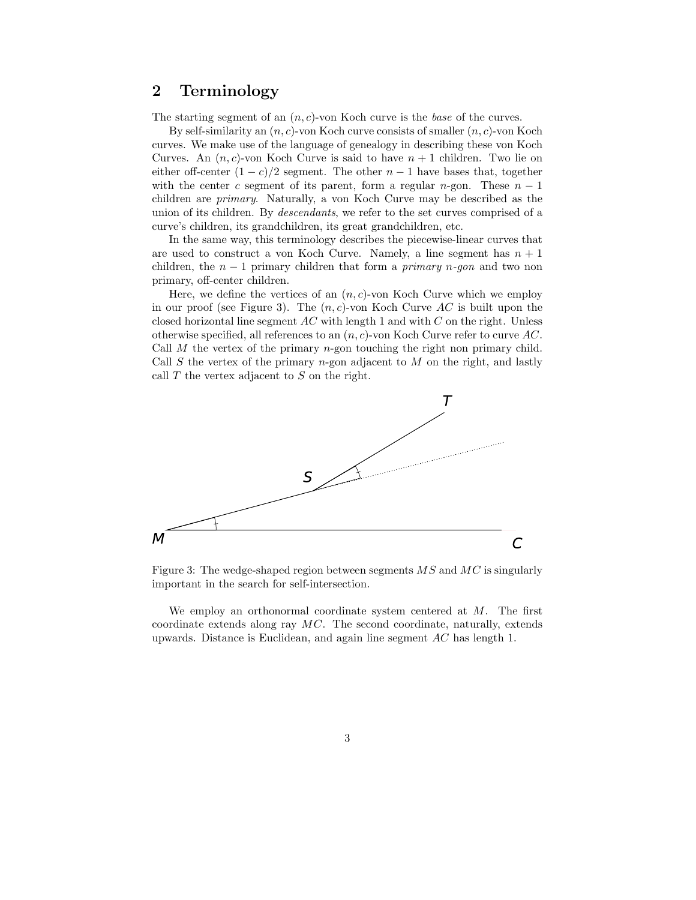## 2 Terminology

The starting segment of an $(n, c)$-von Koch curve is the *base* of the curves.

By self-similarity an $(n, c)$-von Koch curve consists of smaller $(n, c)$-von Koch curves. We make use of the language of genealogy in describing these von Koch Curves. An $(n, c)$-von Koch Curve is said to have $n + 1$ children. Two lie on either off-center $(1 - c)/2$ segment. The other $n - 1$ have bases that, together with the center $c$ segment of its parent, form a regular $n$-gon. These $n - 1$ children are *primary*. Naturally, a von Koch Curve may be described as the union of its children. By *descendants*, we refer to the set curves comprised of a curve's children, its grandchildren, its great grandchildren, etc.

In the same way, this terminology describes the piecewise-linear curves that are used to construct a von Koch Curve. Namely, a line segment has $n + 1$ children, the $n - 1$ primary children that form a *primary n-gon* and two non primary, off-center children.

Here, we define the vertices of an $(n, c)$-von Koch Curve which we employ in our proof (see Figure 3). The $(n, c)$-von Koch Curve $AC$ is built upon the closed horizontal line segment $AC$ with length 1 and with $C$ on the right. Unless otherwise specified, all references to an $(n, c)$-von Koch Curve refer to curve $AC$. Call $M$ the vertex of the primary $n$-gon touching the right non primary child. Call $S$ the vertex of the primary $n$-gon adjacent to $M$ on the right, and lastly call $T$ the vertex adjacent to $S$ on the right.

Figure 3: The wedge-shaped region between segments $MS$ and $MC$ is singularly important in the search for self-intersection.

We employ an orthonormal coordinate system centered at $M$. The first coordinate extends along ray $MC$. The second coordinate, naturally, extends upwards. Distance is Euclidean, and again line segment $AC$ has length 1.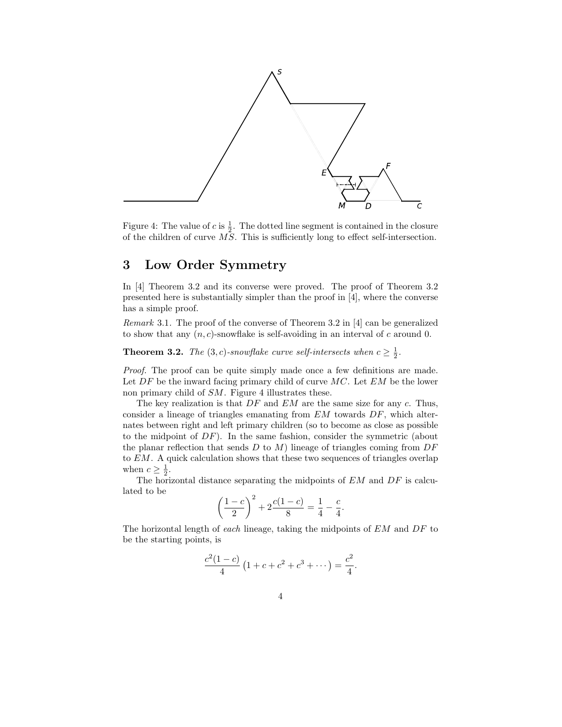Figure 4: The value of $c$ is $\frac{1}{2}$. The dotted line segment is contained in the closure of the children of curve $MS$. This is sufficiently long to effect self-intersection.

## 3 Low Order Symmetry

In [4] Theorem 3.2 and its converse were proved. The proof of Theorem 3.2 presented here is substantially simpler than the proof in [4], where the converse has a simple proof.

*Remark* 3.1. The proof of the converse of Theorem 3.2 in [4] can be generalized to show that any $(n, c)$-snowflake is self-avoiding in an interval of $c$ around 0.

**Theorem 3.2.** *The $(3, c)$-snowflake curve self-intersects when $c \geq \frac{1}{2}$.*

*Proof.* The proof can be quite simply made once a few definitions are made. Let $DF$ be the inward facing primary child of curve $MC$. Let $EM$ be the lower non primary child of $SM$. Figure 4 illustrates these.

The key realization is that $DF$ and $EM$ are the same size for any $c$. Thus, consider a lineage of triangles emanating from $EM$ towards $DF$, which alternates between right and left primary children (so to become as close as possible to the midpoint of $DF$). In the same fashion, consider the symmetric (about the planar reflection that sends $D$ to $M$) lineage of triangles coming from $DF$ to $EM$. A quick calculation shows that these two sequences of triangles overlap when $c \geq \frac{1}{2}$.

The horizontal distance separating the midpoints of $EM$ and $DF$ is calculated to be

$$\left(\frac{1-c}{2}\right)^2 + 2\frac{c(1-c)}{8} = \frac{1}{4} - \frac{c}{4}.$$

The horizontal length of *each* lineage, taking the midpoints of $EM$ and $DF$ to be the starting points, is

$$\frac{c^2(1-c)}{4}\left(1 + c + c^2 + c^3 + \cdots\right) = \frac{c^2}{4}.$$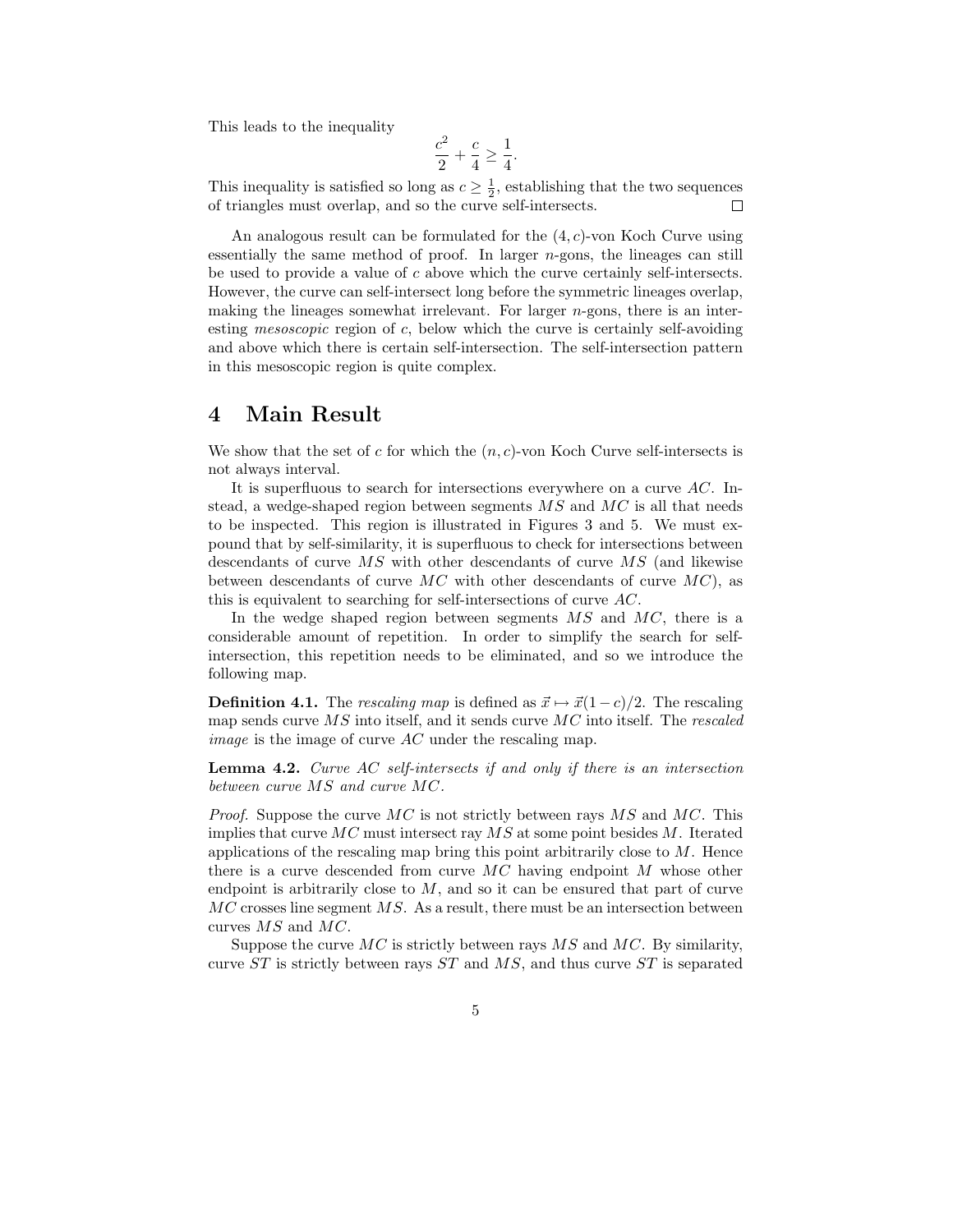This leads to the inequality

$$\frac{c^2}{2} + \frac{c}{4} \geq \frac{1}{4}.$$

This inequality is satisfied so long as $c \geq \frac{1}{2}$, establishing that the two sequences of triangles must overlap, and so the curve self-intersects. $\square$

An analogous result can be formulated for the $(4, c)$-von Koch Curve using essentially the same method of proof. In larger $n$-gons, the lineages can still be used to provide a value of $c$ above which the curve certainly self-intersects. However, the curve can self-intersect long before the symmetric lineages overlap, making the lineages somewhat irrelevant. For larger $n$-gons, there is an interesting *mesoscopic* region of $c$, below which the curve is certainly self-avoiding and above which there is certain self-intersection. The self-intersection pattern in this mesoscopic region is quite complex.

# 4 Main Result

We show that the set of $c$ for which the $(n, c)$-von Koch Curve self-intersects is not always interval.

It is superfluous to search for intersections everywhere on a curve $AC$. Instead, a wedge-shaped region between segments $MS$ and $MC$ is all that needs to be inspected. This region is illustrated in Figures 3 and 5. We must expound that by self-similarity, it is superfluous to check for intersections between descendants of curve $MS$ with other descendants of curve $MS$ (and likewise between descendants of curve $MC$ with other descendants of curve $MC$), as this is equivalent to searching for self-intersections of curve $AC$.

In the wedge shaped region between segments $MS$ and $MC$, there is a considerable amount of repetition. In order to simplify the search for self-intersection, this repetition needs to be eliminated, and so we introduce the following map.

**Definition 4.1.** The *rescaling map* is defined as $\vec{x} \mapsto \vec{x}(1-c)/2$. The rescaling map sends curve $MS$ into itself, and it sends curve $MC$ into itself. The *rescaled image* is the image of curve $AC$ under the rescaling map.

**Lemma 4.2.** *Curve $AC$ self-intersects if and only if there is an intersection between curve $MS$ and curve $MC$.*

*Proof.* Suppose the curve $MC$ is not strictly between rays $MS$ and $MC$. This implies that curve $MC$ must intersect ray $MS$ at some point besides $M$. Iterated applications of the rescaling map bring this point arbitrarily close to $M$. Hence there is a curve descended from curve $MC$ having endpoint $M$ whose other endpoint is arbitrarily close to $M$, and so it can be ensured that part of curve $MC$ crosses line segment $MS$. As a result, there must be an intersection between curves $MS$ and $MC$.

Suppose the curve $MC$ is strictly between rays $MS$ and $MC$. By similarity, curve $ST$ is strictly between rays $ST$ and $MS$, and thus curve $ST$ is separated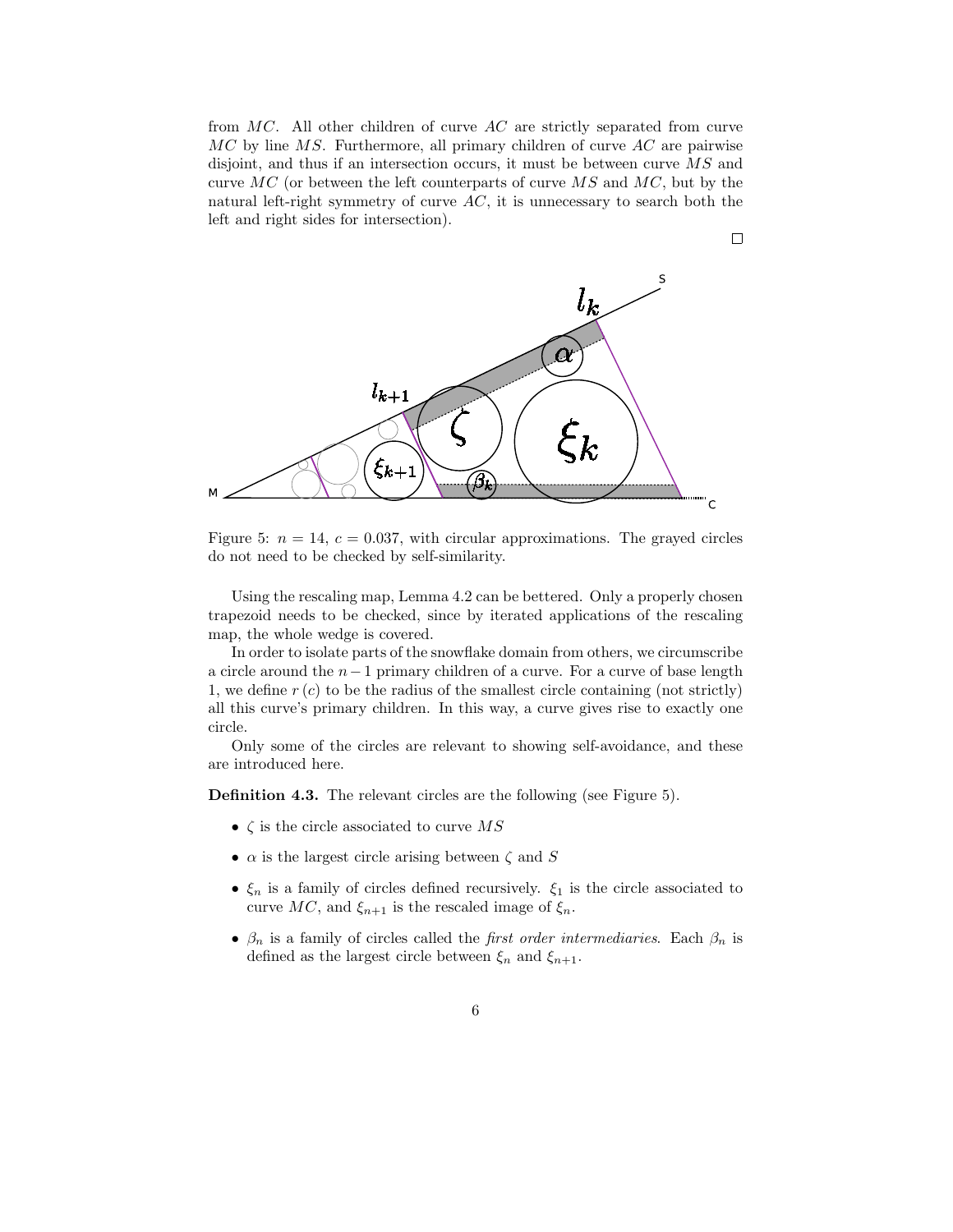from $MC$. All other children of curve $AC$ are strictly separated from curve $MC$ by line $MS$. Furthermore, all primary children of curve $AC$ are pairwise disjoint, and thus if an intersection occurs, it must be between curve $MS$ and curve $MC$ (or between the left counterparts of curve $MS$ and $MC$, but by the natural left-right symmetry of curve $AC$, it is unnecessary to search both the left and right sides for intersection).

□

Figure 5: $n = 14$, $c = 0.037$, with circular approximations. The grayed circles do not need to be checked by self-similarity.

Using the rescaling map, Lemma 4.2 can be bettered. Only a properly chosen trapezoid needs to be checked, since by iterated applications of the rescaling map, the whole wedge is covered.

In order to isolate parts of the snowflake domain from others, we circumscribe a circle around the $n-1$ primary children of a curve. For a curve of base length 1, we define $r(c)$ to be the radius of the smallest circle containing (not strictly) all this curve's primary children. In this way, a curve gives rise to exactly one circle.

Only some of the circles are relevant to showing self-avoidance, and these are introduced here.

**Definition 4.3.** The relevant circles are the following (see Figure 5).

- $\zeta$ is the circle associated to curve $MS$
- $\alpha$ is the largest circle arising between $\zeta$ and $S$
- $\xi_n$ is a family of circles defined recursively. $\xi_1$ is the circle associated to curve $MC$, and $\xi_{n+1}$ is the rescaled image of $\xi_n$.
- $\beta_n$ is a family of circles called the *first order intermediaries*. Each $\beta_n$ is defined as the largest circle between $\xi_n$ and $\xi_{n+1}$.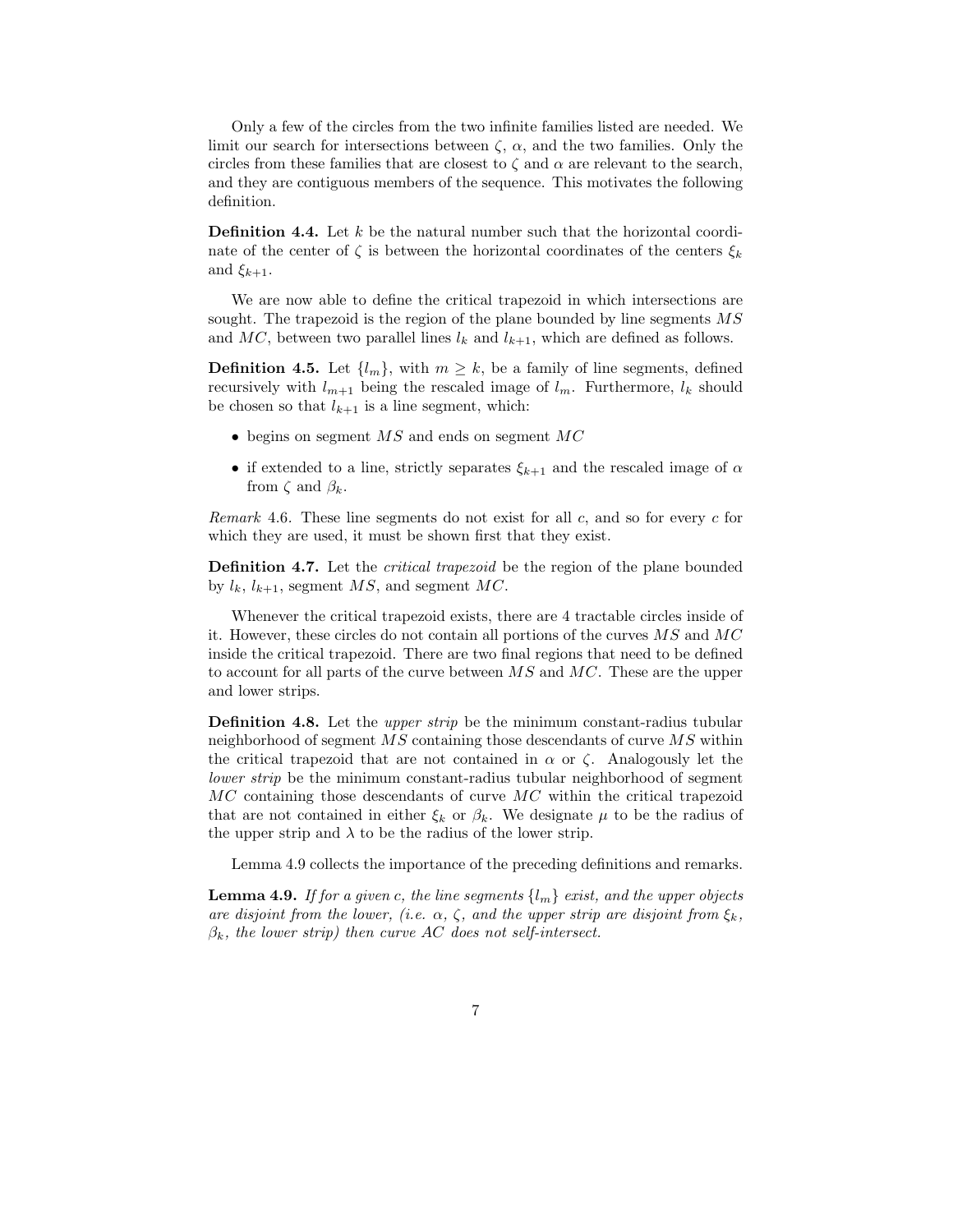Only a few of the circles from the two infinite families listed are needed. We limit our search for intersections between $\zeta$, $\alpha$, and the two families. Only the circles from these families that are closest to $\zeta$ and $\alpha$ are relevant to the search, and they are contiguous members of the sequence. This motivates the following definition.

**Definition 4.4.** Let $k$ be the natural number such that the horizontal coordinate of the center of $\zeta$ is between the horizontal coordinates of the centers $\xi_k$ and $\xi_{k+1}$.

We are now able to define the critical trapezoid in which intersections are sought. The trapezoid is the region of the plane bounded by line segments $MS$ and $MC$, between two parallel lines $l_k$ and $l_{k+1}$, which are defined as follows.

**Definition 4.5.** Let $\{l_m\}$, with $m \geq k$, be a family of line segments, defined recursively with $l_{m+1}$ being the rescaled image of $l_m$. Furthermore, $l_k$ should be chosen so that $l_{k+1}$ is a line segment, which:

- begins on segment $MS$ and ends on segment $MC$
- if extended to a line, strictly separates $\xi_{k+1}$ and the rescaled image of $\alpha$ from $\zeta$ and $\beta_k$.

*Remark* 4.6. These line segments do not exist for all $c$, and so for every $c$ for which they are used, it must be shown first that they exist.

**Definition 4.7.** Let the *critical trapezoid* be the region of the plane bounded by $l_k$, $l_{k+1}$, segment $MS$, and segment $MC$.

Whenever the critical trapezoid exists, there are 4 tractable circles inside of it. However, these circles do not contain all portions of the curves $MS$ and $MC$ inside the critical trapezoid. There are two final regions that need to be defined to account for all parts of the curve between $MS$ and $MC$. These are the upper and lower strips.

**Definition 4.8.** Let the *upper strip* be the minimum constant-radius tubular neighborhood of segment $MS$ containing those descendants of curve $MS$ within the critical trapezoid that are not contained in $\alpha$ or $\zeta$. Analogously let the *lower strip* be the minimum constant-radius tubular neighborhood of segment $MC$ containing those descendants of curve $MC$ within the critical trapezoid that are not contained in either $\xi_k$ or $\beta_k$. We designate $\mu$ to be the radius of the upper strip and $\lambda$ to be the radius of the lower strip.

Lemma 4.9 collects the importance of the preceding definitions and remarks.

**Lemma 4.9.** *If for a given c, the line segments $\{l_m\}$ exist, and the upper objects are disjoint from the lower, (i.e. $\alpha$, $\zeta$, and the upper strip are disjoint from $\xi_k$, $\beta_k$, the lower strip) then curve AC does not self-intersect.*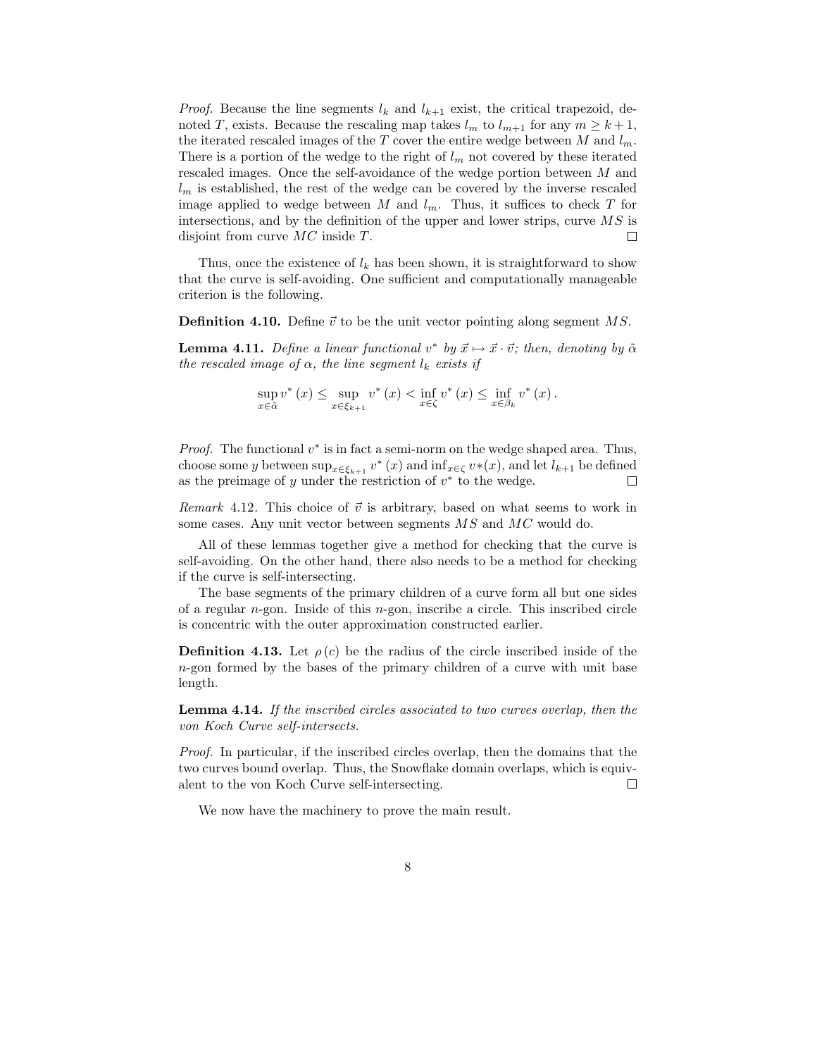*Proof.* Because the line segments $l_k$ and $l_{k+1}$ exist, the critical trapezoid, denoted $T$, exists. Because the rescaling map takes $l_m$ to $l_{m+1}$ for any $m \geq k+1$, the iterated rescaled images of the $T$ cover the entire wedge between $M$ and $l_m$. There is a portion of the wedge to the right of $l_m$ not covered by these iterated rescaled images. Once the self-avoidance of the wedge portion between $M$ and $l_m$ is established, the rest of the wedge can be covered by the inverse rescaled image applied to wedge between $M$ and $l_m$. Thus, it suffices to check $T$ for intersections, and by the definition of the upper and lower strips, curve $MS$ is disjoint from curve $MC$ inside $T$. □

Thus, once the existence of $l_k$ has been shown, it is straightforward to show that the curve is self-avoiding. One sufficient and computationally manageable criterion is the following.

**Definition 4.10.** Define $\vec{v}$ to be the unit vector pointing along segment $MS$.

**Lemma 4.11.** *Define a linear functional $v^*$ by $\vec{x} \mapsto \vec{x} \cdot \vec{v}$; then, denoting by $\tilde{\alpha}$ the rescaled image of $\alpha$, the line segment $l_k$ exists if*

$$\sup_{x \in \tilde{\alpha}} v^*(x) \leq \sup_{x \in \xi_{k+1}} v^*(x) < \inf_{x \in \zeta} v^*(x) \leq \inf_{x \in \beta_k} v^*(x).$$

*Proof.* The functional $v^*$ is in fact a semi-norm on the wedge shaped area. Thus, choose some $y$ between $\sup_{x \in \xi_{k+1}} v^*(x)$ and $\inf_{x \in \zeta} v*(x)$, and let $l_{k+1}$ be defined as the preimage of $y$ under the restriction of $v^*$ to the wedge. □

*Remark* 4.12. This choice of $\vec{v}$ is arbitrary, based on what seems to work in some cases. Any unit vector between segments $MS$ and $MC$ would do.

All of these lemmas together give a method for checking that the curve is self-avoiding. On the other hand, there also needs to be a method for checking if the curve is self-intersecting.

The base segments of the primary children of a curve form all but one sides of a regular $n$-gon. Inside of this $n$-gon, inscribe a circle. This inscribed circle is concentric with the outer approximation constructed earlier.

**Definition 4.13.** Let $\rho(c)$ be the radius of the circle inscribed inside of the $n$-gon formed by the bases of the primary children of a curve with unit base length.

**Lemma 4.14.** *If the inscribed circles associated to two curves overlap, then the von Koch Curve self-intersects.*

*Proof.* In particular, if the inscribed circles overlap, then the domains that the two curves bound overlap. Thus, the Snowflake domain overlaps, which is equivalent to the von Koch Curve self-intersecting. □

We now have the machinery to prove the main result.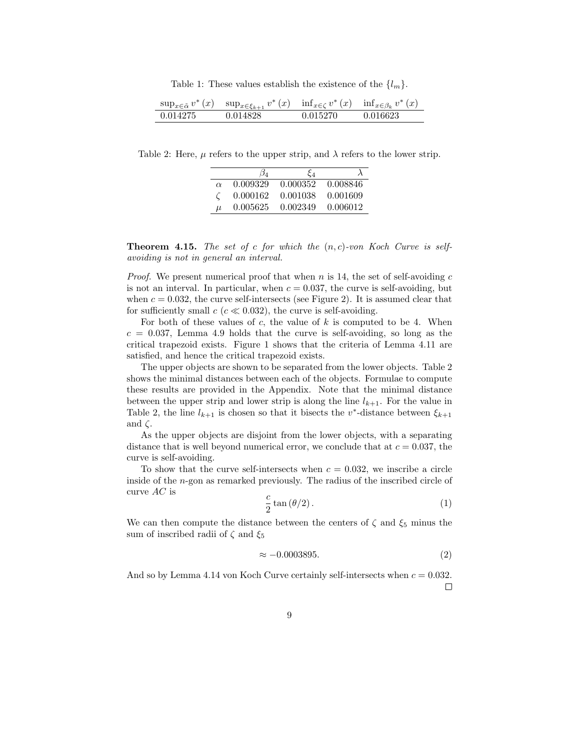Table 1: These values establish the existence of the $\{l_m\}$.

| $\sup_{x \in \tilde{\alpha}} v^*(x)$ | $\sup_{x \in \xi_{k+1}} v^*(x)$ | $\inf_{x \in \zeta} v^*(x)$ | $\inf_{x \in \beta_k} v^*(x)$ |
|---|---|---|---|
| 0.014275 | 0.014828 | 0.015270 | 0.016623 |

Table 2: Here, $\mu$ refers to the upper strip, and $\lambda$ refers to the lower strip.

| | $\beta_4$ | $\xi_4$ | $\lambda$ |
|---|---|---|---|
| $\alpha$ | 0.009329 | 0.000352 | 0.008846 |
| $\zeta$ | 0.000162 | 0.001038 | 0.001609 |
| $\mu$ | 0.005625 | 0.002349 | 0.006012 |

**Theorem 4.15.** *The set of $c$ for which the $(n, c)$-von Koch Curve is self-avoiding is not in general an interval.*

*Proof.* We present numerical proof that when $n$ is 14, the set of self-avoiding $c$ is not an interval. In particular, when $c = 0.037$, the curve is self-avoiding, but when $c = 0.032$, the curve self-intersects (see Figure 2). It is assumed clear that for sufficiently small $c$ ($c \ll 0.032$), the curve is self-avoiding.

For both of these values of $c$, the value of $k$ is computed to be 4. When $c = 0.037$, Lemma 4.9 holds that the curve is self-avoiding, so long as the critical trapezoid exists. Figure 1 shows that the criteria of Lemma 4.11 are satisfied, and hence the critical trapezoid exists.

The upper objects are shown to be separated from the lower objects. Table 2 shows the minimal distances between each of the objects. Formulae to compute these results are provided in the Appendix. Note that the minimal distance between the upper strip and lower strip is along the line $l_{k+1}$. For the value in Table 2, the line $l_{k+1}$ is chosen so that it bisects the $v^*$-distance between $\xi_{k+1}$ and $\zeta$.

As the upper objects are disjoint from the lower objects, with a separating distance that is well beyond numerical error, we conclude that at $c = 0.037$, the curve is self-avoiding.

To show that the curve self-intersects when $c = 0.032$, we inscribe a circle inside of the $n$-gon as remarked previously. The radius of the inscribed circle of curve $AC$ is

$$\frac{c}{2} \tan(\theta/2). \tag{1}$$

We can then compute the distance between the centers of $\zeta$ and $\xi_5$ minus the sum of inscribed radii of $\zeta$ and $\xi_5$

$$\approx -0.0003895. \tag{2}$$

And so by Lemma 4.14 von Koch Curve certainly self-intersects when $c = 0.032$. □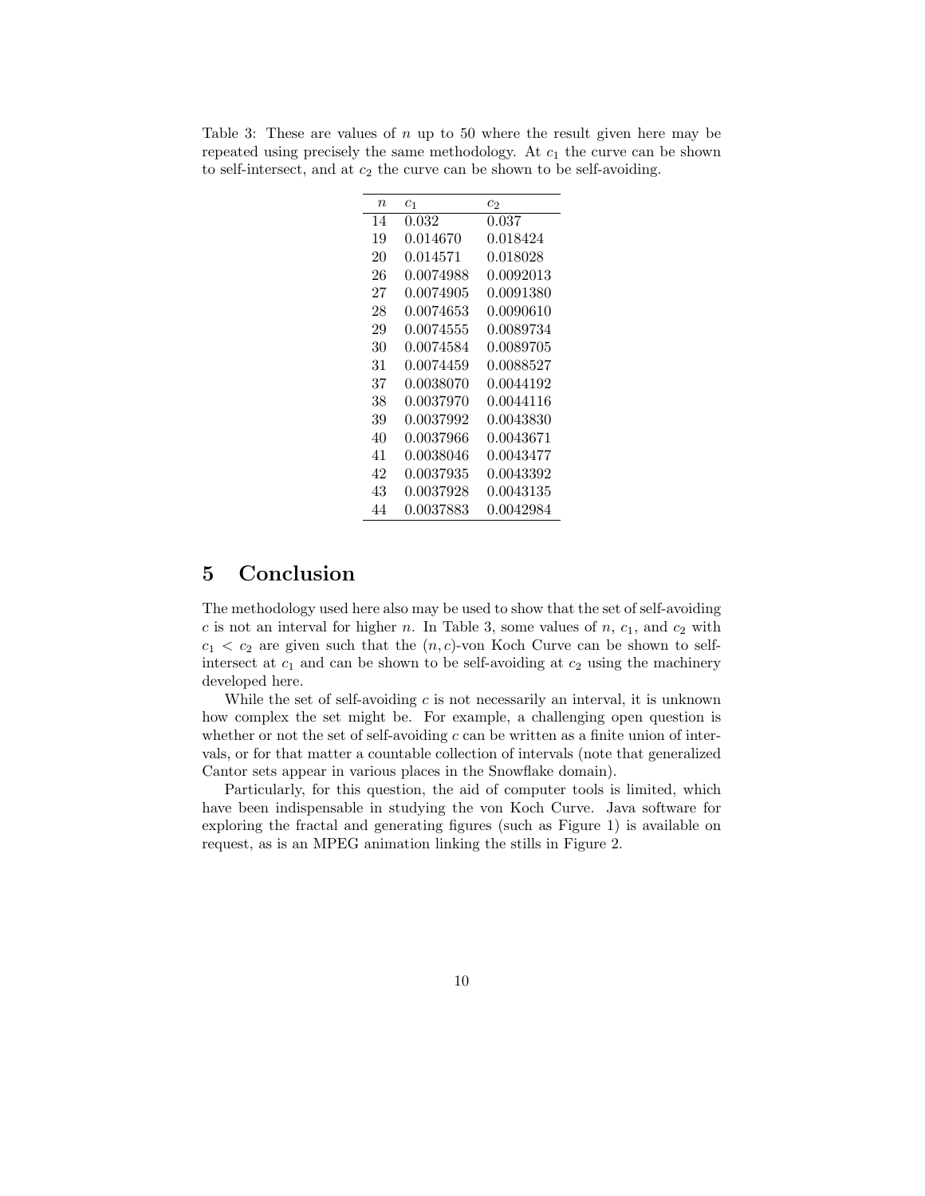Table 3: These are values of $n$ up to 50 where the result given here may be repeated using precisely the same methodology. At $c_1$ the curve can be shown to self-intersect, and at $c_2$ the curve can be shown to be self-avoiding.

| $n$ | $c_1$ | $c_2$ |
|---|---|---|
| 14 | 0.032 | 0.037 |
| 19 | 0.014670 | 0.018424 |
| 20 | 0.014571 | 0.018028 |
| 26 | 0.0074988 | 0.0092013 |
| 27 | 0.0074905 | 0.0091380 |
| 28 | 0.0074653 | 0.0090610 |
| 29 | 0.0074555 | 0.0089734 |
| 30 | 0.0074584 | 0.0089705 |
| 31 | 0.0074459 | 0.0088527 |
| 37 | 0.0038070 | 0.0044192 |
| 38 | 0.0037970 | 0.0044116 |
| 39 | 0.0037992 | 0.0043830 |
| 40 | 0.0037966 | 0.0043671 |
| 41 | 0.0038046 | 0.0043477 |
| 42 | 0.0037935 | 0.0043392 |
| 43 | 0.0037928 | 0.0043135 |
| 44 | 0.0037883 | 0.0042984 |

# 5 Conclusion

The methodology used here also may be used to show that the set of self-avoiding $c$ is not an interval for higher $n$. In Table 3, some values of $n$, $c_1$, and $c_2$ with $c_1 < c_2$ are given such that the $(n, c)$-von Koch Curve can be shown to self-intersect at $c_1$ and can be shown to be self-avoiding at $c_2$ using the machinery developed here.

While the set of self-avoiding $c$ is not necessarily an interval, it is unknown how complex the set might be. For example, a challenging open question is whether or not the set of self-avoiding $c$ can be written as a finite union of intervals, or for that matter a countable collection of intervals (note that generalized Cantor sets appear in various places in the Snowflake domain).

Particularly, for this question, the aid of computer tools is limited, which have been indispensable in studying the von Koch Curve. Java software for exploring the fractal and generating figures (such as Figure 1) is available on request, as is an MPEG animation linking the stills in Figure 2.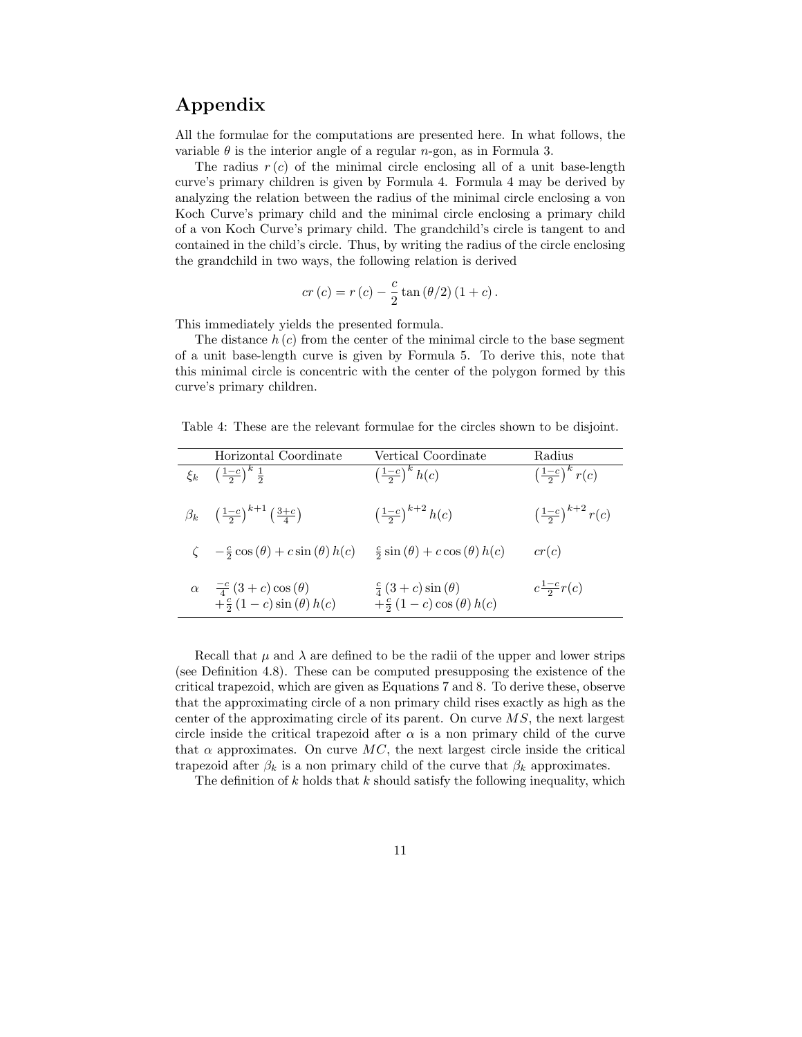## Appendix

All the formulae for the computations are presented here. In what follows, the variable $\theta$ is the interior angle of a regular $n$-gon, as in Formula 3.

The radius $r(c)$ of the minimal circle enclosing all of a unit base-length curve's primary children is given by Formula 4. Formula 4 may be derived by analyzing the relation between the radius of the minimal circle enclosing a von Koch Curve's primary child and the minimal circle enclosing a primary child of a von Koch Curve's primary child. The grandchild's circle is tangent to and contained in the child's circle. Thus, by writing the radius of the circle enclosing the grandchild in two ways, the following relation is derived

$$cr(c) = r(c) - \frac{c}{2}\tan(\theta/2)(1+c).$$

This immediately yields the presented formula.

The distance $h(c)$ from the center of the minimal circle to the base segment of a unit base-length curve is given by Formula 5. To derive this, note that this minimal circle is concentric with the center of the polygon formed by this curve's primary children.

Table 4: These are the relevant formulae for the circles shown to be disjoint.

| | Horizontal Coordinate | Vertical Coordinate | Radius |
|---|---|---|---|
| $\xi_k$ | $\left(\frac{1-c}{2}\right)^k \frac{1}{2}$ | $\left(\frac{1-c}{2}\right)^k h(c)$ | $\left(\frac{1-c}{2}\right)^k r(c)$ |
| $\beta_k$ | $\left(\frac{1-c}{2}\right)^{k+1}\left(\frac{3+c}{4}\right)$ | $\left(\frac{1-c}{2}\right)^{k+2} h(c)$ | $\left(\frac{1-c}{2}\right)^{k+2} r(c)$ |
| $\zeta$ | $-\frac{c}{2}\cos(\theta) + c\sin(\theta)h(c)$ | $\frac{c}{2}\sin(\theta) + c\cos(\theta)h(c)$ | $cr(c)$ |
| $\alpha$ | $\frac{-c}{4}(3+c)\cos(\theta)$ $+\frac{c}{2}(1-c)\sin(\theta)h(c)$ | $\frac{c}{4}(3+c)\sin(\theta)$ $+\frac{c}{2}(1-c)\cos(\theta)h(c)$ | $c\frac{1-c}{2}r(c)$ |

Recall that $\mu$ and $\lambda$ are defined to be the radii of the upper and lower strips (see Definition 4.8). These can be computed presupposing the existence of the critical trapezoid, which are given as Equations 7 and 8. To derive these, observe that the approximating circle of a non primary child rises exactly as high as the center of the approximating circle of its parent. On curve $MS$, the next largest circle inside the critical trapezoid after $\alpha$ is a non primary child of the curve that $\alpha$ approximates. On curve $MC$, the next largest circle inside the critical trapezoid after $\beta_k$ is a non primary child of the curve that $\beta_k$ approximates.

The definition of $k$ holds that $k$ should satisfy the following inequality, which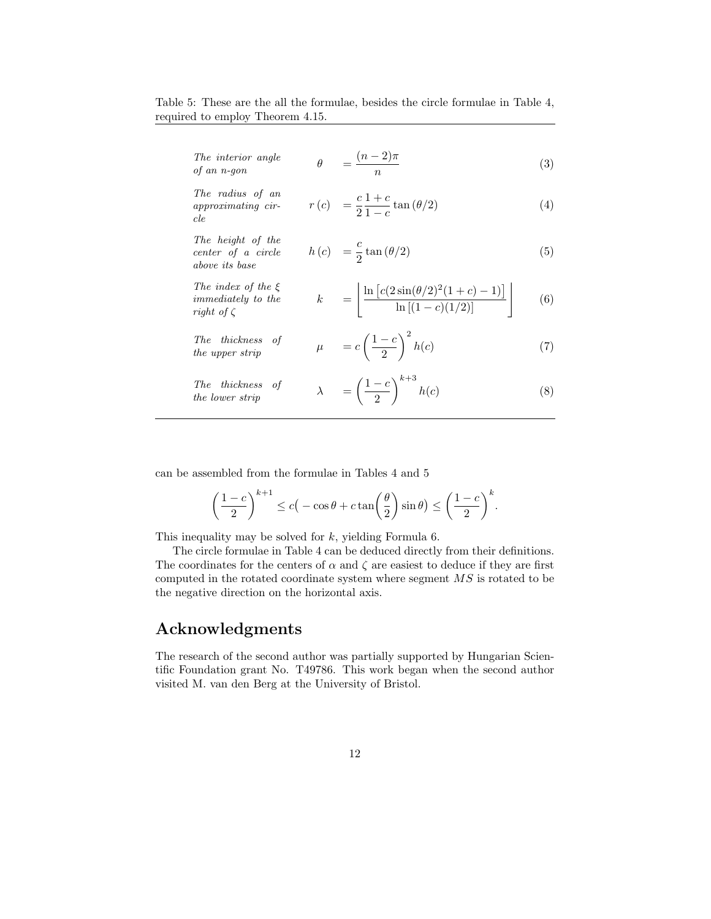Table 5: These are the all the formulae, besides the circle formulae in Table 4, required to employ Theorem 4.15.

| | | |
|---|---|---|
| *The interior angle of an n-gon* | $\theta = \dfrac{(n-2)\pi}{n}$ | (3) |
| *The radius of an approximating circle* | $r(c) = \dfrac{c}{2}\dfrac{1+c}{1-c}\tan(\theta/2)$ | (4) |
| *The height of the center of a circle above its base* | $h(c) = \dfrac{c}{2}\tan(\theta/2)$ | (5) |
| *The index of the $\xi$ immediately to the right of $\zeta$* | $k = \left\lfloor \dfrac{\ln\left[c(2\sin(\theta/2)^2(1+c)-1)\right]}{\ln\left[(1-c)(1/2)\right]} \right\rfloor$ | (6) |
| *The thickness of the upper strip* | $\mu = c\left(\dfrac{1-c}{2}\right)^2 h(c)$ | (7) |
| *The thickness of the lower strip* | $\lambda = \left(\dfrac{1-c}{2}\right)^{k+3} h(c)$ | (8) |

can be assembled from the formulae in Tables 4 and 5

$$\left(\frac{1-c}{2}\right)^{k+1} \leq c\big(-\cos\theta + c\tan\Big(\frac{\theta}{2}\Big)\sin\theta\big) \leq \left(\frac{1-c}{2}\right)^{k}.$$

This inequality may be solved for $k$, yielding Formula 6.

The circle formulae in Table 4 can be deduced directly from their definitions. The coordinates for the centers of $\alpha$ and $\zeta$ are easiest to deduce if they are first computed in the rotated coordinate system where segment $MS$ is rotated to be the negative direction on the horizontal axis.

## Acknowledgments

The research of the second author was partially supported by Hungarian Scientific Foundation grant No. T49786. This work began when the second author visited M. van den Berg at the University of Bristol.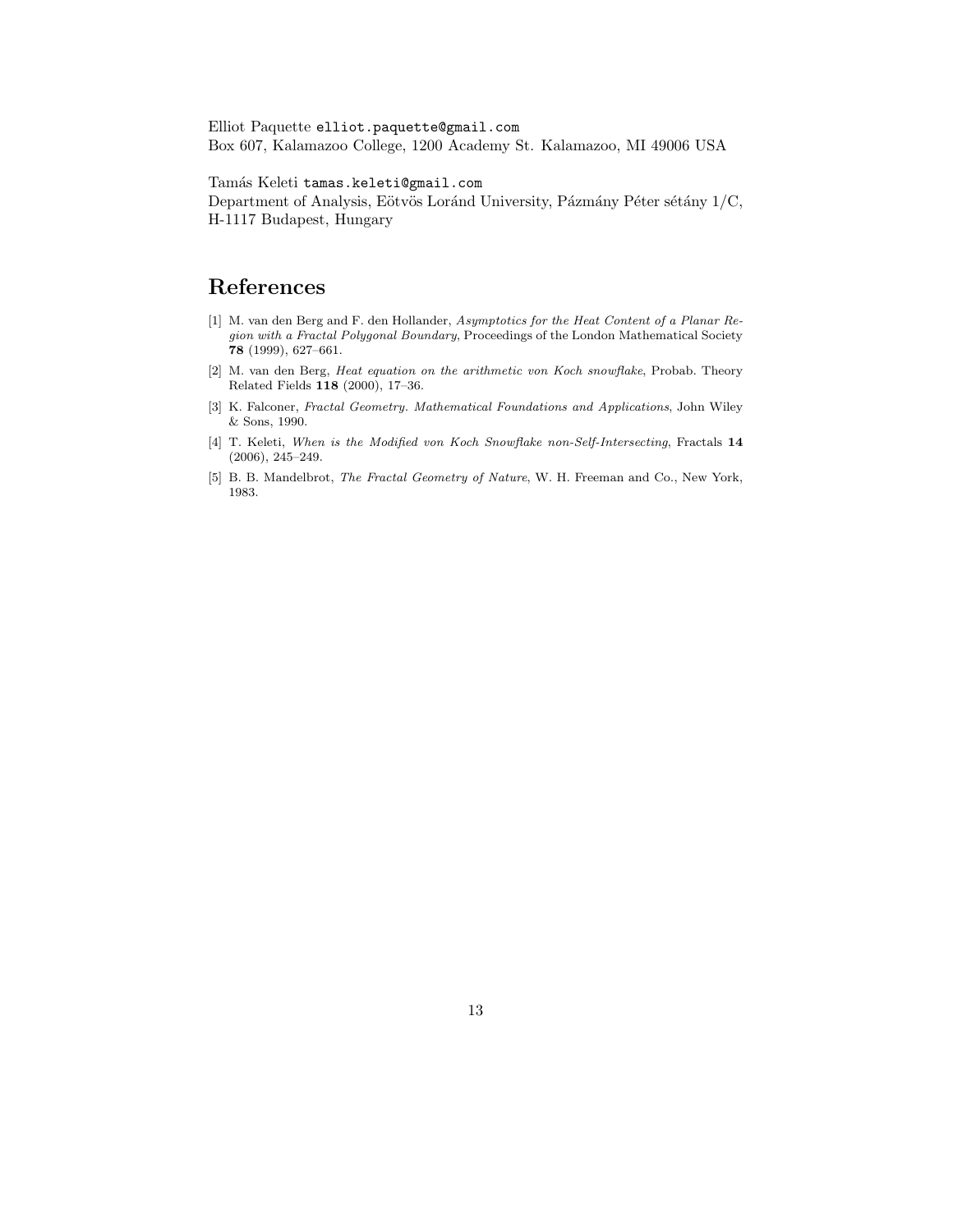Elliot Paquette elliot.paquette@gmail.com
Box 607, Kalamazoo College, 1200 Academy St. Kalamazoo, MI 49006 USA

Tamás Keleti tamas.keleti@gmail.com
Department of Analysis, Eötvös Loránd University, Pázmány Péter sétány 1/C, H-1117 Budapest, Hungary

## References

[1] M. van den Berg and F. den Hollander, *Asymptotics for the Heat Content of a Planar Region with a Fractal Polygonal Boundary*, Proceedings of the London Mathematical Society **78** (1999), 627–661.

[2] M. van den Berg, *Heat equation on the arithmetic von Koch snowflake*, Probab. Theory Related Fields **118** (2000), 17–36.

[3] K. Falconer, *Fractal Geometry. Mathematical Foundations and Applications*, John Wiley & Sons, 1990.

[4] T. Keleti, *When is the Modified von Koch Snowflake non-Self-Intersecting*, Fractals **14** (2006), 245–249.

[5] B. B. Mandelbrot, *The Fractal Geometry of Nature*, W. H. Freeman and Co., New York, 1983.